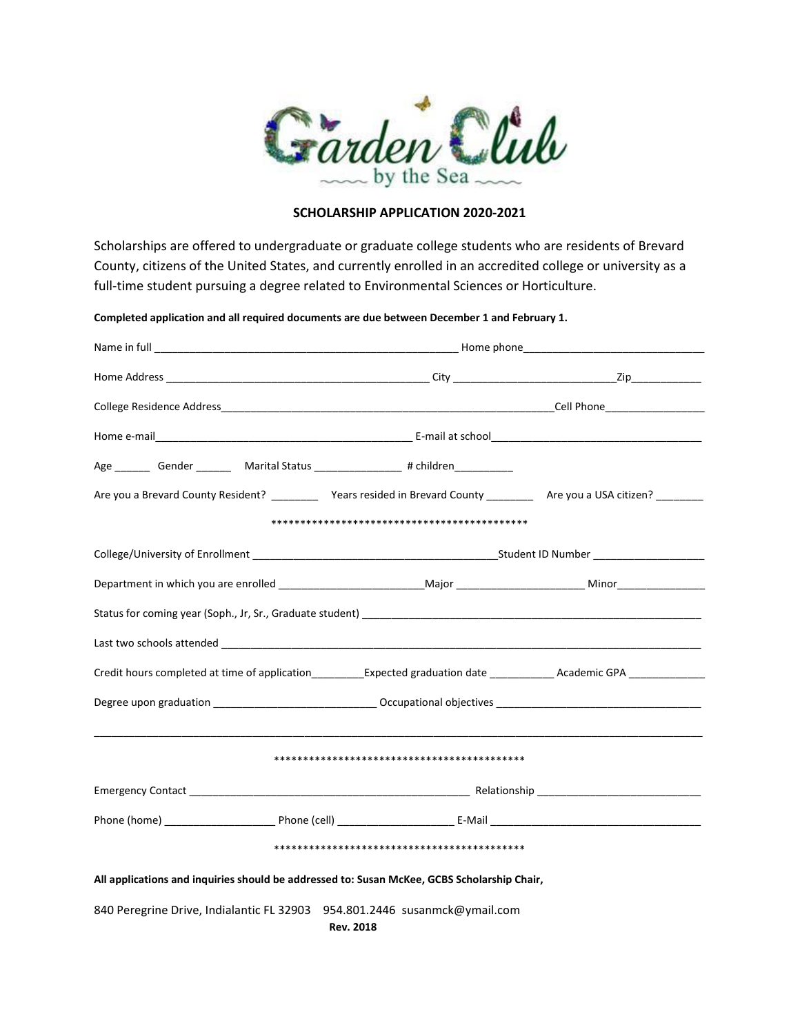Gärden Club
by the Sea

**SCHOLARSHIP APPLICATION 2020-2021**

Scholarships are offered to undergraduate or graduate college students who are residents of Brevard County, citizens of the United States, and currently enrolled in an accredited college or university as a full-time student pursuing a degree related to Environmental Sciences or Horticulture.

**Completed application and all required documents are due between December 1 and February 1.**

Name in full ______________________________________________________ Home phone_______________________________

Home Address _____________________________________________ City ____________________________Zip____________

College Residence Address___________________________________________________________Cell Phone_________________

Home e-mail____________________________________________ E-mail at school____________________________________

Age ______ Gender ______ Marital Status _______________ # children__________

Are you a Brevard County Resident? ________ Years resided in Brevard County ________ Are you a USA citizen? ________

********************************************

College/University of Enrollment __________________________________________Student ID Number ___________________

Department in which you are enrolled ________________________Major _____________________ Minor_______________

Status for coming year (Soph., Jr, Sr., Graduate student) __________________________________________________________

Last two schools attended ___________________________________________________________________________________

Credit hours completed at time of application_________Expected graduation date ___________ Academic GPA _____________

Degree upon graduation ___________________________ Occupational objectives __________________________________

_____________________________________________________________________________________________________

*******************************************

Emergency Contact _______________________________________________ Relationship ___________________________

Phone (home) __________________ Phone (cell) ___________________ E-Mail ___________________________________

*******************************************

**All applications and inquiries should be addressed to: Susan McKee, GCBS Scholarship Chair,**

840 Peregrine Drive, Indialantic FL 32903 954.801.2446 susanmck@ymail.com

**Rev. 2018**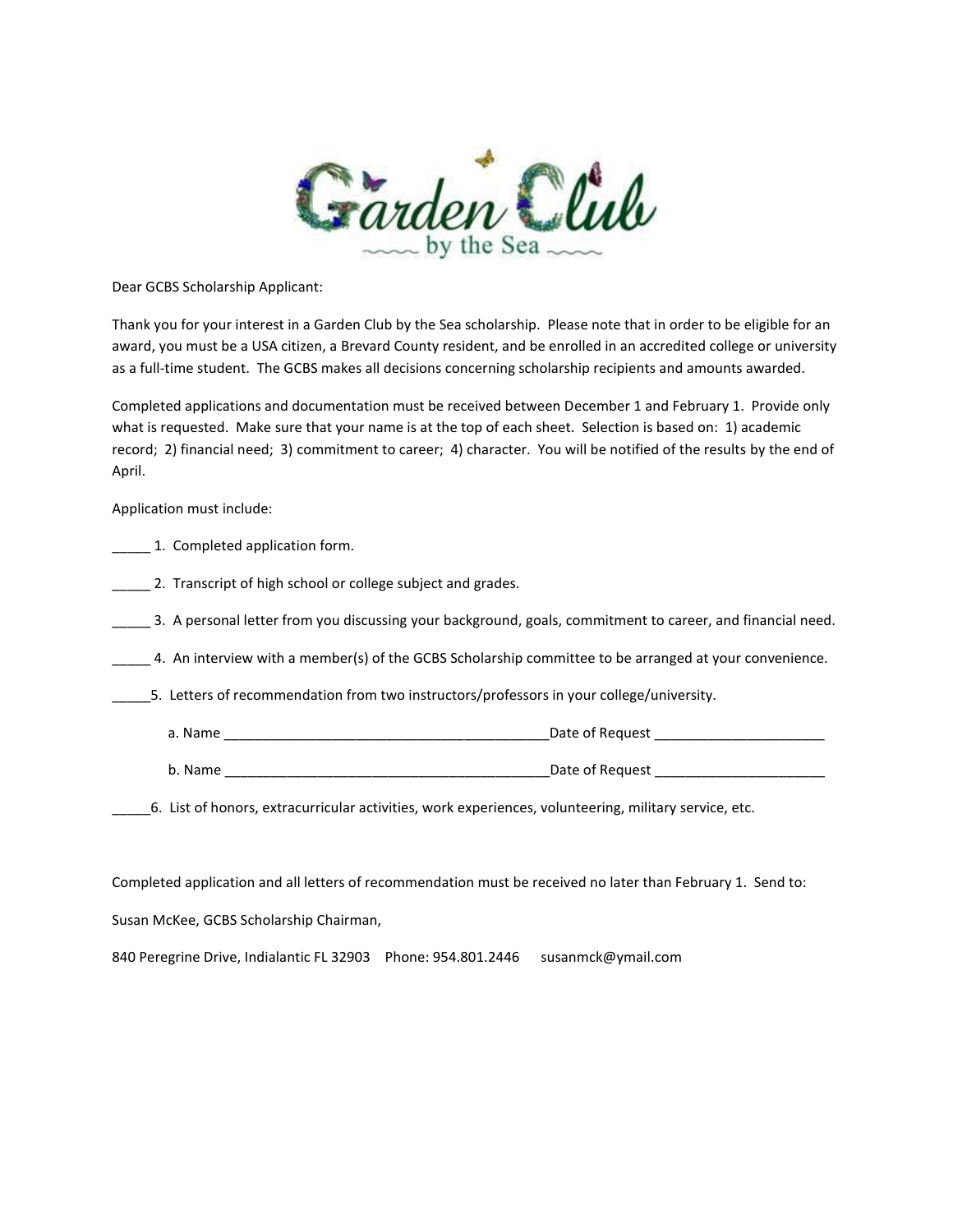Garden Club by the Sea

Dear GCBS Scholarship Applicant:

Thank you for your interest in a Garden Club by the Sea scholarship. Please note that in order to be eligible for an award, you must be a USA citizen, a Brevard County resident, and be enrolled in an accredited college or university as a full-time student. The GCBS makes all decisions concerning scholarship recipients and amounts awarded.

Completed applications and documentation must be received between December 1 and February 1. Provide only what is requested. Make sure that your name is at the top of each sheet. Selection is based on: 1) academic record; 2) financial need; 3) commitment to career; 4) character. You will be notified of the results by the end of April.

Application must include:

_____ 1. Completed application form.

_____ 2. Transcript of high school or college subject and grades.

_____ 3. A personal letter from you discussing your background, goals, commitment to career, and financial need.

_____ 4. An interview with a member(s) of the GCBS Scholarship committee to be arranged at your convenience.

_____5. Letters of recommendation from two instructors/professors in your college/university.

a. Name __________________________________________Date of Request ______________________

b. Name __________________________________________Date of Request ______________________

_____6. List of honors, extracurricular activities, work experiences, volunteering, military service, etc.

Completed application and all letters of recommendation must be received no later than February 1. Send to:

Susan McKee, GCBS Scholarship Chairman,

840 Peregrine Drive, Indialantic FL 32903 Phone: 954.801.2446 susanmck@ymail.com